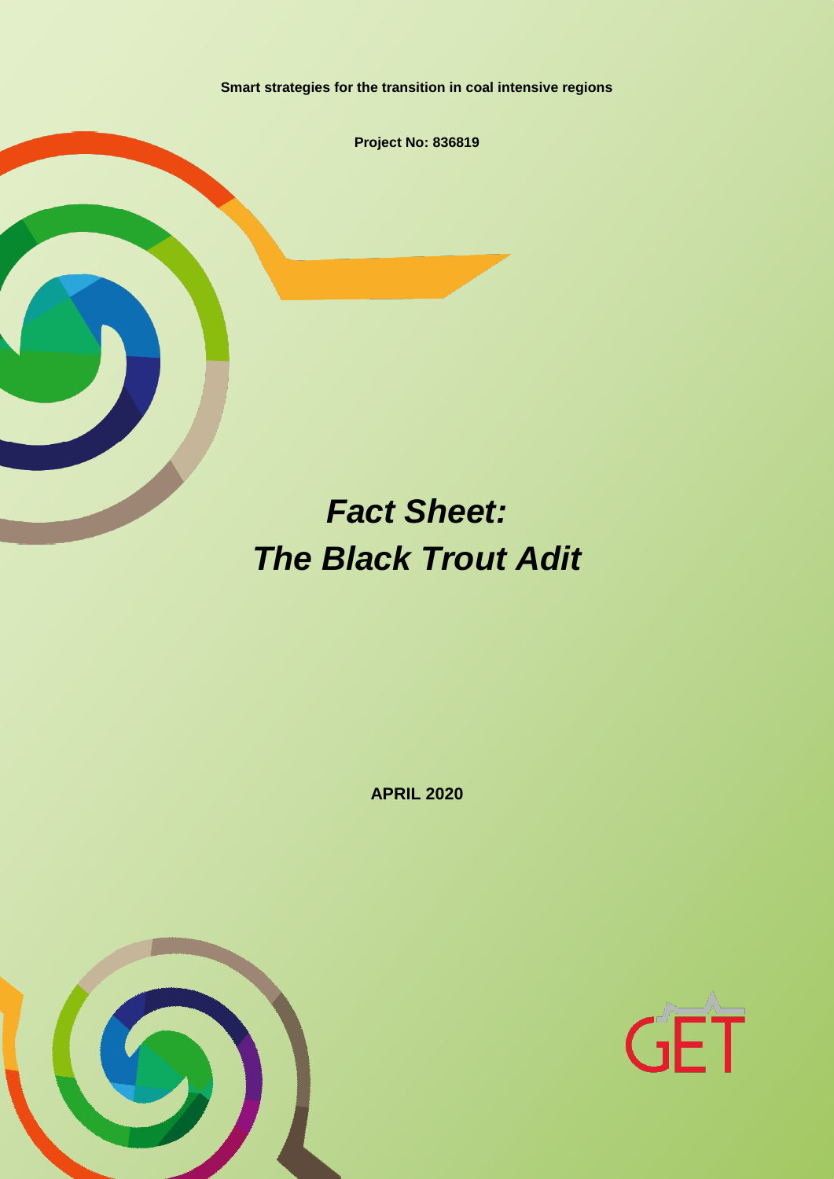**Smart strategies for the transition in coal intensive regions**

**Project No: 836819**

# *Fact Sheet: The Black Trout Adit*

**APRIL 2020**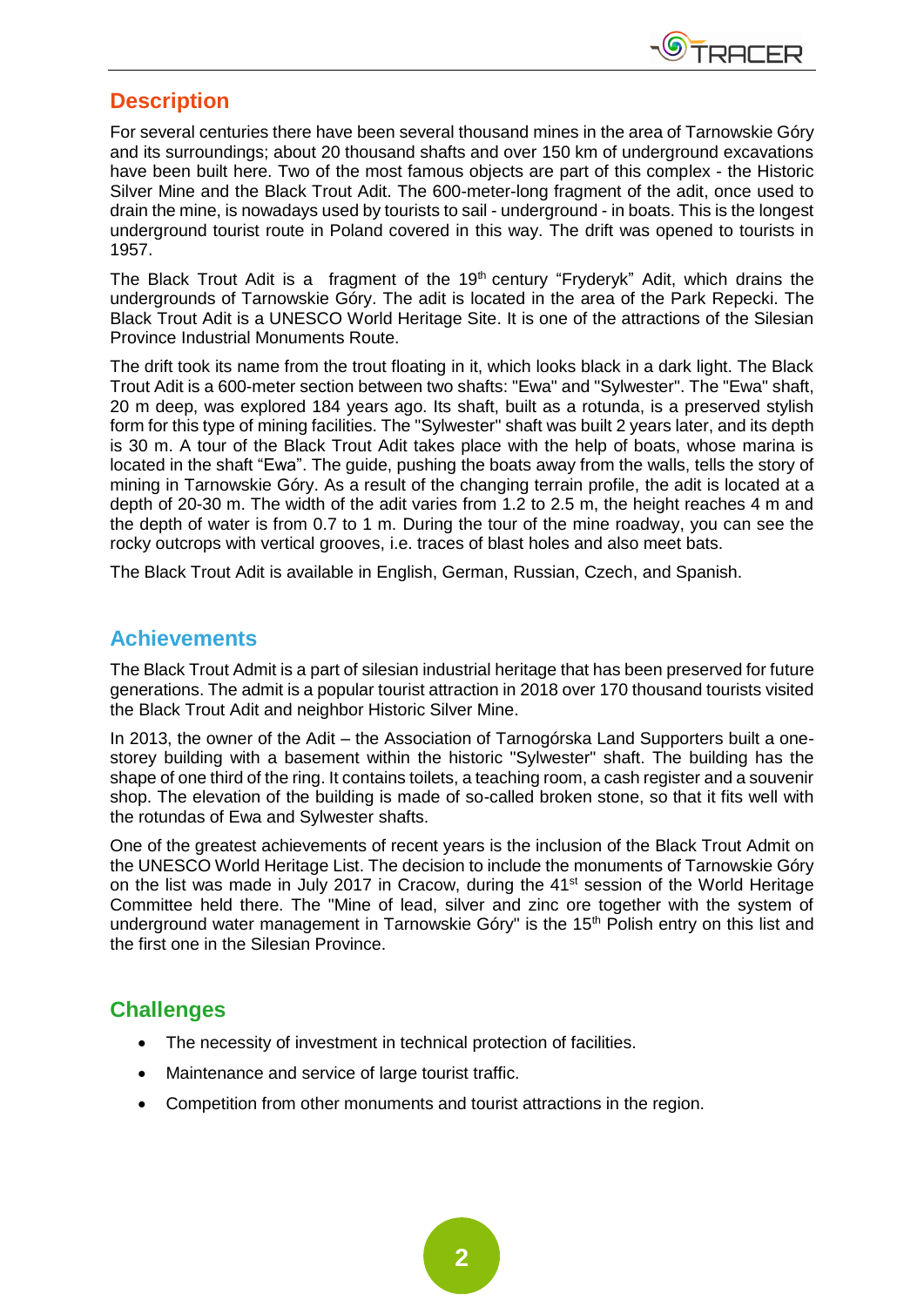## Description

For several centuries there have been several thousand mines in the area of Tarnowskie Góry and its surroundings; about 20 thousand shafts and over 150 km of underground excavations have been built here. Two of the most famous objects are part of this complex - the Historic Silver Mine and the Black Trout Adit. The 600-meter-long fragment of the adit, once used to drain the mine, is nowadays used by tourists to sail - underground - in boats. This is the longest underground tourist route in Poland covered in this way. The drift was opened to tourists in 1957.

The Black Trout Adit is a fragment of the 19th century "Fryderyk" Adit, which drains the undergrounds of Tarnowskie Góry. The adit is located in the area of the Park Repecki. The Black Trout Adit is a UNESCO World Heritage Site. It is one of the attractions of the Silesian Province Industrial Monuments Route.

The drift took its name from the trout floating in it, which looks black in a dark light. The Black Trout Adit is a 600-meter section between two shafts: "Ewa" and "Sylwester". The "Ewa" shaft, 20 m deep, was explored 184 years ago. Its shaft, built as a rotunda, is a preserved stylish form for this type of mining facilities. The "Sylwester" shaft was built 2 years later, and its depth is 30 m. A tour of the Black Trout Adit takes place with the help of boats, whose marina is located in the shaft "Ewa". The guide, pushing the boats away from the walls, tells the story of mining in Tarnowskie Góry. As a result of the changing terrain profile, the adit is located at a depth of 20-30 m. The width of the adit varies from 1.2 to 2.5 m, the height reaches 4 m and the depth of water is from 0.7 to 1 m. During the tour of the mine roadway, you can see the rocky outcrops with vertical grooves, i.e. traces of blast holes and also meet bats.

The Black Trout Adit is available in English, German, Russian, Czech, and Spanish.

## Achievements

The Black Trout Admit is a part of silesian industrial heritage that has been preserved for future generations. The admit is a popular tourist attraction in 2018 over 170 thousand tourists visited the Black Trout Adit and neighbor Historic Silver Mine.

In 2013, the owner of the Adit – the Association of Tarnogórska Land Supporters built a one-storey building with a basement within the historic "Sylwester" shaft. The building has the shape of one third of the ring. It contains toilets, a teaching room, a cash register and a souvenir shop. The elevation of the building is made of so-called broken stone, so that it fits well with the rotundas of Ewa and Sylwester shafts.

One of the greatest achievements of recent years is the inclusion of the Black Trout Admit on the UNESCO World Heritage List. The decision to include the monuments of Tarnowskie Góry on the list was made in July 2017 in Cracow, during the 41st session of the World Heritage Committee held there. The "Mine of lead, silver and zinc ore together with the system of underground water management in Tarnowskie Góry" is the 15th Polish entry on this list and the first one in the Silesian Province.

## Challenges

- The necessity of investment in technical protection of facilities.
- Maintenance and service of large tourist traffic.
- Competition from other monuments and tourist attractions in the region.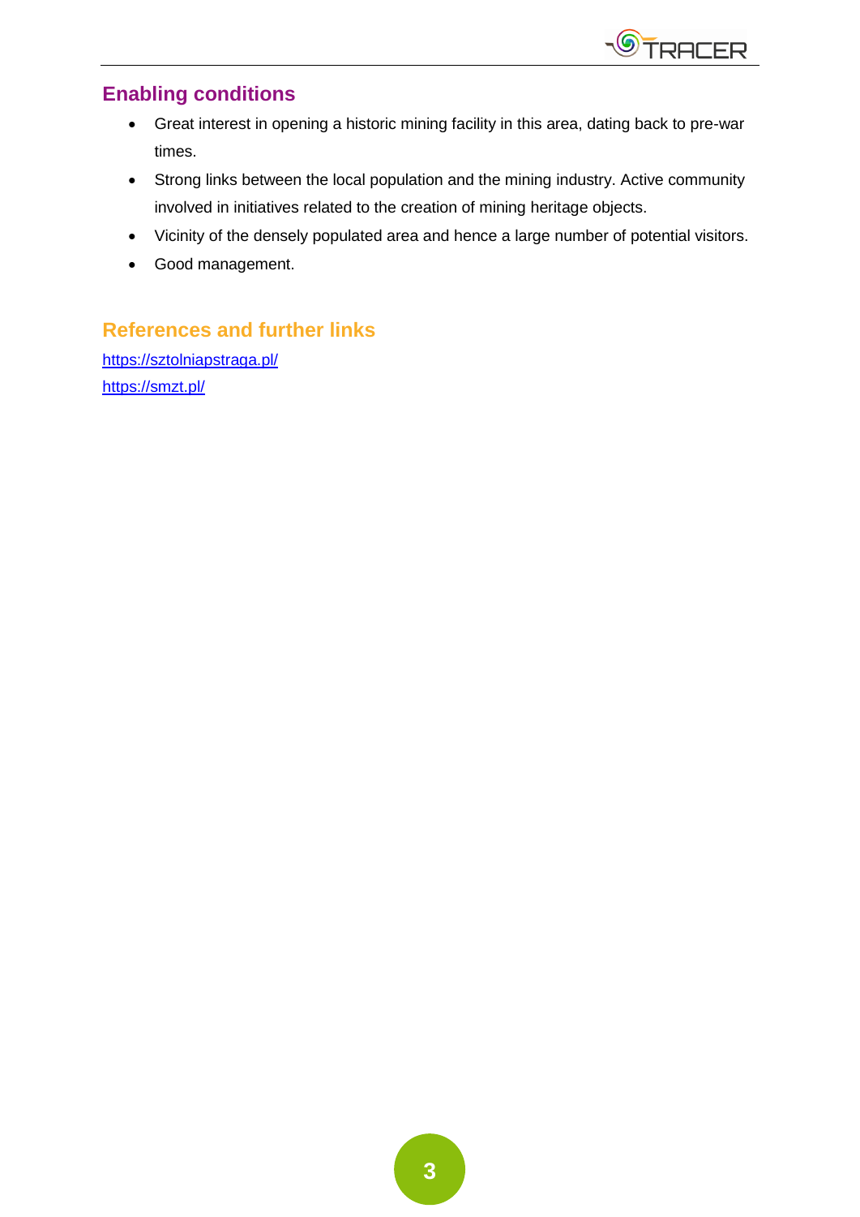## Enabling conditions

- Great interest in opening a historic mining facility in this area, dating back to pre-war times.
- Strong links between the local population and the mining industry. Active community involved in initiatives related to the creation of mining heritage objects.
- Vicinity of the densely populated area and hence a large number of potential visitors.
- Good management.

## References and further links

https://sztolniapstraga.pl/

https://smzt.pl/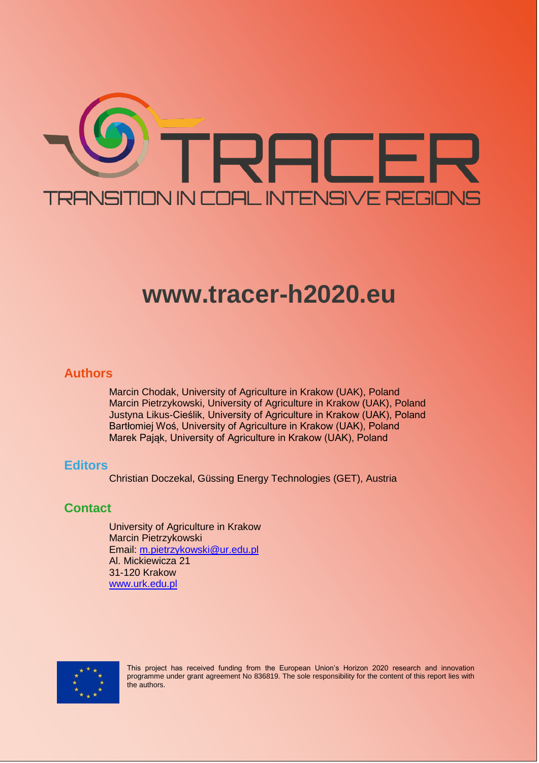# TRACER

TRANSITION IN COAL INTENSIVE REGIONS

**www.tracer-h2020.eu**

## Authors

Marcin Chodak, University of Agriculture in Krakow (UAK), Poland
Marcin Pietrzykowski, University of Agriculture in Krakow (UAK), Poland
Justyna Likus-Cieślik, University of Agriculture in Krakow (UAK), Poland
Bartłomiej Woś, University of Agriculture in Krakow (UAK), Poland
Marek Pająk, University of Agriculture in Krakow (UAK), Poland

## Editors

Christian Doczekal, Güssing Energy Technologies (GET), Austria

## Contact

University of Agriculture in Krakow
Marcin Pietrzykowski
Email: m.pietrzykowski@ur.edu.pl
Al. Mickiewicza 21
31-120 Krakow
www.urk.edu.pl

This project has received funding from the European Union's Horizon 2020 research and innovation programme under grant agreement No 836819. The sole responsibility for the content of this report lies with the authors.